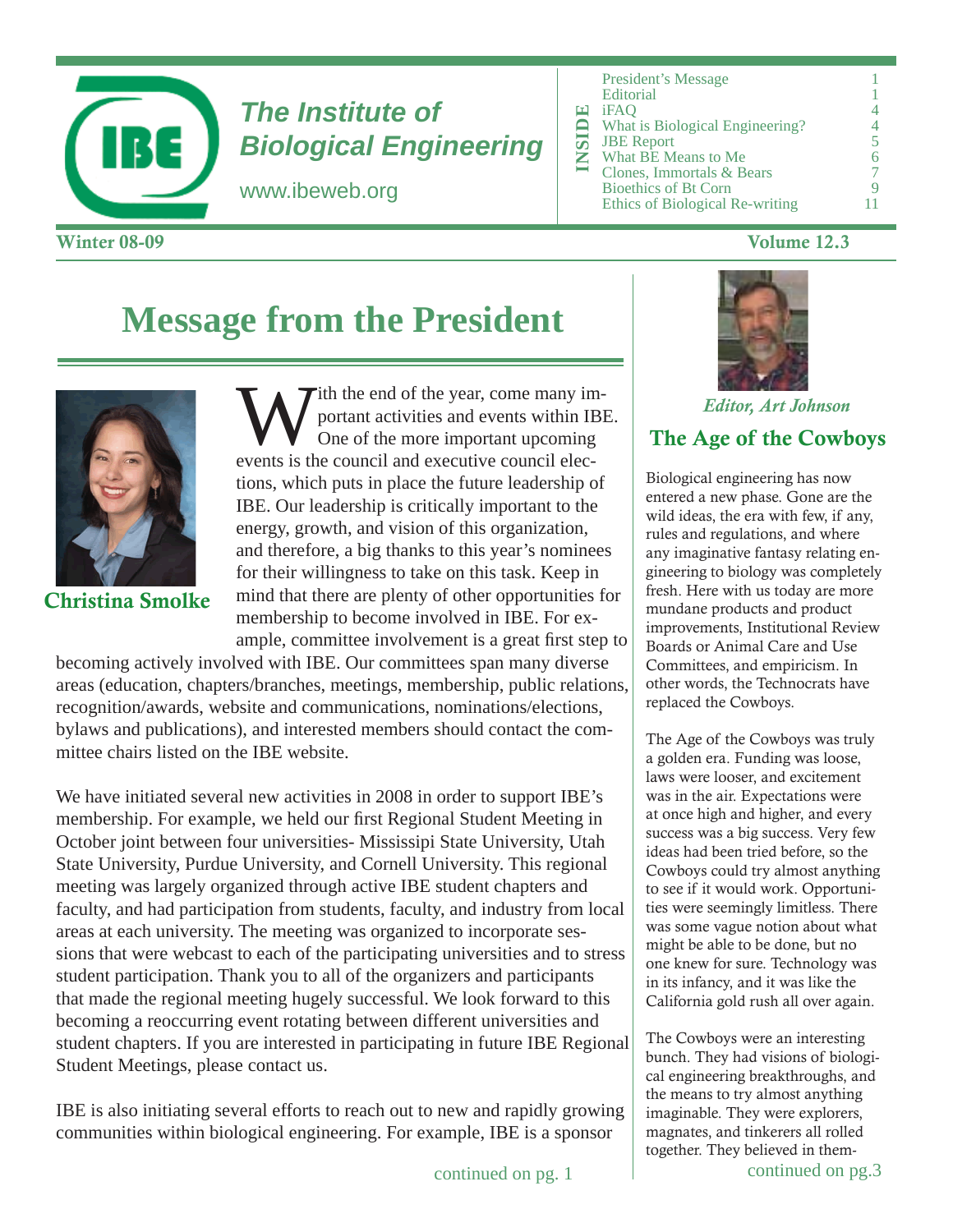# The Institute of Biological Engineering

www.ibeweb.org

**INSIDE**

| | |
|---|---|
| President's Message | 1 |
| Editorial | 1 |
| iFAQ | 4 |
| What is Biological Engineering? | 4 |
| JBE Report | 5 |
| What BE Means to Me | 6 |
| Clones, Immortals & Bears | 7 |
| Bioethics of Bt Corn | 9 |
| Ethics of Biological Re-writing | 11 |

**Winter 08-09** **Volume 12.3**

## Message from the President

**Christina Smolke**

With the end of the year, come many important activities and events within IBE. One of the more important upcoming events is the council and executive council elections, which puts in place the future leadership of IBE. Our leadership is critically important to the energy, growth, and vision of this organization, and therefore, a big thanks to this year's nominees for their willingness to take on this task. Keep in mind that there are plenty of other opportunities for membership to become involved in IBE. For example, committee involvement is a great first step to becoming actively involved with IBE. Our committees span many diverse areas (education, chapters/branches, meetings, membership, public relations, recognition/awards, website and communications, nominations/elections, bylaws and publications), and interested members should contact the committee chairs listed on the IBE website.

We have initiated several new activities in 2008 in order to support IBE's membership. For example, we held our first Regional Student Meeting in October joint between four universities- Mississipi State University, Utah State University, Purdue University, and Cornell University. This regional meeting was largely organized through active IBE student chapters and faculty, and had participation from students, faculty, and industry from local areas at each university. The meeting was organized to incorporate sessions that were webcast to each of the participating universities and to stress student participation. Thank you to all of the organizers and participants that made the regional meeting hugely successful. We look forward to this becoming a reoccurring event rotating between different universities and student chapters. If you are interested in participating in future IBE Regional Student Meetings, please contact us.

IBE is also initiating several efforts to reach out to new and rapidly growing communities within biological engineering. For example, IBE is a sponsor

continued on pg. 1

*Editor, Art Johnson*

## The Age of the Cowboys

Biological engineering has now entered a new phase. Gone are the wild ideas, the era with few, if any, rules and regulations, and where any imaginative fantasy relating engineering to biology was completely fresh. Here with us today are more mundane products and product improvements, Institutional Review Boards or Animal Care and Use Committees, and empiricism. In other words, the Technocrats have replaced the Cowboys.

The Age of the Cowboys was truly a golden era. Funding was loose, laws were looser, and excitement was in the air. Expectations were at once high and higher, and every success was a big success. Very few ideas had been tried before, so the Cowboys could try almost anything to see if it would work. Opportunities were seemingly limitless. There was some vague notion about what might be able to be done, but no one knew for sure. Technology was in its infancy, and it was like the California gold rush all over again.

The Cowboys were an interesting bunch. They had visions of biological engineering breakthroughs, and the means to try almost anything imaginable. They were explorers, magnates, and tinkerers all rolled together. They believed in them-

continued on pg.3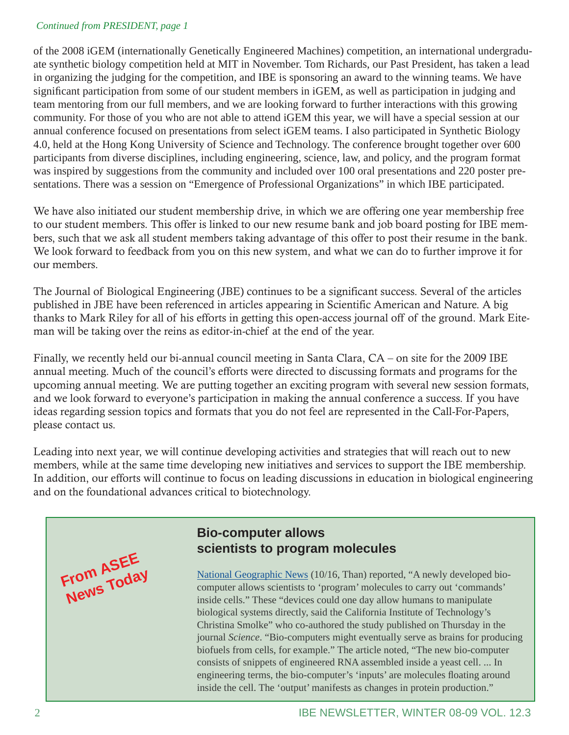*Continued from PRESIDENT, page 1*

of the 2008 iGEM (internationally Genetically Engineered Machines) competition, an international undergraduate synthetic biology competition held at MIT in November. Tom Richards, our Past President, has taken a lead in organizing the judging for the competition, and IBE is sponsoring an award to the winning teams. We have significant participation from some of our student members in iGEM, as well as participation in judging and team mentoring from our full members, and we are looking forward to further interactions with this growing community. For those of you who are not able to attend iGEM this year, we will have a special session at our annual conference focused on presentations from select iGEM teams. I also participated in Synthetic Biology 4.0, held at the Hong Kong University of Science and Technology. The conference brought together over 600 participants from diverse disciplines, including engineering, science, law, and policy, and the program format was inspired by suggestions from the community and included over 100 oral presentations and 220 poster presentations. There was a session on "Emergence of Professional Organizations" in which IBE participated.

We have also initiated our student membership drive, in which we are offering one year membership free to our student members. This offer is linked to our new resume bank and job board posting for IBE members, such that we ask all student members taking advantage of this offer to post their resume in the bank. We look forward to feedback from you on this new system, and what we can do to further improve it for our members.

The Journal of Biological Engineering (JBE) continues to be a significant success. Several of the articles published in JBE have been referenced in articles appearing in Scientific American and Nature. A big thanks to Mark Riley for all of his efforts in getting this open-access journal off of the ground. Mark Eiteman will be taking over the reins as editor-in-chief at the end of the year.

Finally, we recently held our bi-annual council meeting in Santa Clara, CA – on site for the 2009 IBE annual meeting. Much of the council's efforts were directed to discussing formats and programs for the upcoming annual meeting. We are putting together an exciting program with several new session formats, and we look forward to everyone's participation in making the annual conference a success. If you have ideas regarding session topics and formats that you do not feel are represented in the Call-For-Papers, please contact us.

Leading into next year, we will continue developing activities and strategies that will reach out to new members, while at the same time developing new initiatives and services to support the IBE membership. In addition, our efforts will continue to focus on leading discussions in education in biological engineering and on the foundational advances critical to biotechnology.

**From ASEE News Today**

## Bio-computer allows scientists to program molecules

National Geographic News (10/16, Than) reported, "A newly developed bio-computer allows scientists to 'program' molecules to carry out 'commands' inside cells." These "devices could one day allow humans to manipulate biological systems directly, said the California Institute of Technology's Christina Smolke" who co-authored the study published on Thursday in the journal *Science*. "Bio-computers might eventually serve as brains for producing biofuels from cells, for example." The article noted, "The new bio-computer consists of snippets of engineered RNA assembled inside a yeast cell. ... In engineering terms, the bio-computer's 'inputs' are molecules floating around inside the cell. The 'output' manifests as changes in protein production."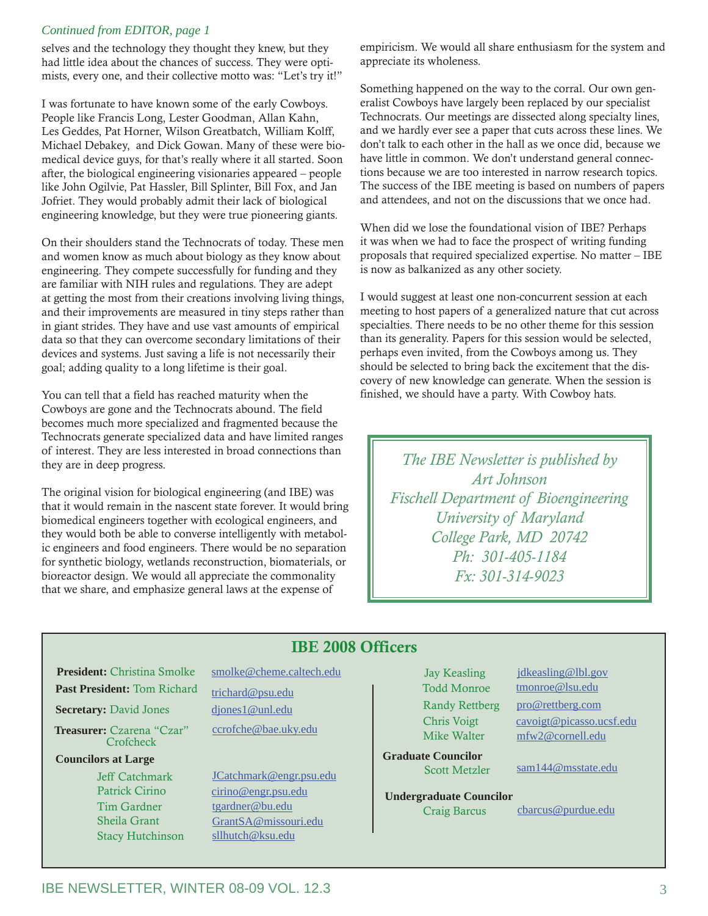*Continued from EDITOR, page 1*

selves and the technology they thought they knew, but they had little idea about the chances of success. They were optimists, every one, and their collective motto was: "Let's try it!"

I was fortunate to have known some of the early Cowboys. People like Francis Long, Lester Goodman, Allan Kahn, Les Geddes, Pat Horner, Wilson Greatbatch, William Kolff, Michael Debakey, and Dick Gowan. Many of these were biomedical device guys, for that's really where it all started. Soon after, the biological engineering visionaries appeared – people like John Ogilvie, Pat Hassler, Bill Splinter, Bill Fox, and Jan Jofriet. They would probably admit their lack of biological engineering knowledge, but they were true pioneering giants.

On their shoulders stand the Technocrats of today. These men and women know as much about biology as they know about engineering. They compete successfully for funding and they are familiar with NIH rules and regulations. They are adept at getting the most from their creations involving living things, and their improvements are measured in tiny steps rather than in giant strides. They have and use vast amounts of empirical data so that they can overcome secondary limitations of their devices and systems. Just saving a life is not necessarily their goal; adding quality to a long lifetime is their goal.

You can tell that a field has reached maturity when the Cowboys are gone and the Technocrats abound. The field becomes much more specialized and fragmented because the Technocrats generate specialized data and have limited ranges of interest. They are less interested in broad connections than they are in deep progress.

The original vision for biological engineering (and IBE) was that it would remain in the nascent state forever. It would bring biomedical engineers together with ecological engineers, and they would both be able to converse intelligently with metabolic engineers and food engineers. There would be no separation for synthetic biology, wetlands reconstruction, biomaterials, or bioreactor design. We would all appreciate the commonality that we share, and emphasize general laws at the expense of empiricism. We would all share enthusiasm for the system and appreciate its wholeness.

Something happened on the way to the corral. Our own generalist Cowboys have largely been replaced by our specialist Technocrats. Our meetings are dissected along specialty lines, and we hardly ever see a paper that cuts across these lines. We don't talk to each other in the hall as we once did, because we have little in common. We don't understand general connections because we are too interested in narrow research topics. The success of the IBE meeting is based on numbers of papers and attendees, and not on the discussions that we once had.

When did we lose the foundational vision of IBE? Perhaps it was when we had to face the prospect of writing funding proposals that required specialized expertise. No matter – IBE is now as balkanized as any other society.

I would suggest at least one non-concurrent session at each meeting to host papers of a generalized nature that cut across specialties. There needs to be no other theme for this session than its generality. Papers for this session would be selected, perhaps even invited, from the Cowboys among us. They should be selected to bring back the excitement that the discovery of new knowledge can generate. When the session is finished, we should have a party. With Cowboy hats.

*The IBE Newsletter is published by*
*Art Johnson*
*Fischell Department of Bioengineering*
*University of Maryland*
*College Park, MD 20742*
*Ph: 301-405-1184*
*Fx: 301-314-9023*

## IBE 2008 Officers

**President:** Christina Smolke — smolke@cheme.caltech.edu
**Past President:** Tom Richard — trichard@psu.edu
**Secretary:** David Jones — djones1@unl.edu
**Treasurer:** Czarena "Czar" Crofcheck — ccrofche@bae.uky.edu

**Councilors at Large**

- Jeff Catchmark — JCatchmark@engr.psu.edu
- Patrick Cirino — cirino@engr.psu.edu
- Tim Gardner — tgardner@bu.edu
- Sheila Grant — GrantSA@missouri.edu
- Stacy Hutchinson — sllhutch@ksu.edu
- Jay Keasling — jdkeasling@lbl.gov
- Todd Monroe — tmonroe@lsu.edu
- Randy Rettberg — pro@rettberg.com
- Chris Voigt — cavoigt@picasso.ucsf.edu
- Mike Walter — mfw2@cornell.edu

**Graduate Councilor**

- Scott Metzler — sam144@msstate.edu

**Undergraduate Councilor**

- Craig Barcus — cbarcus@purdue.edu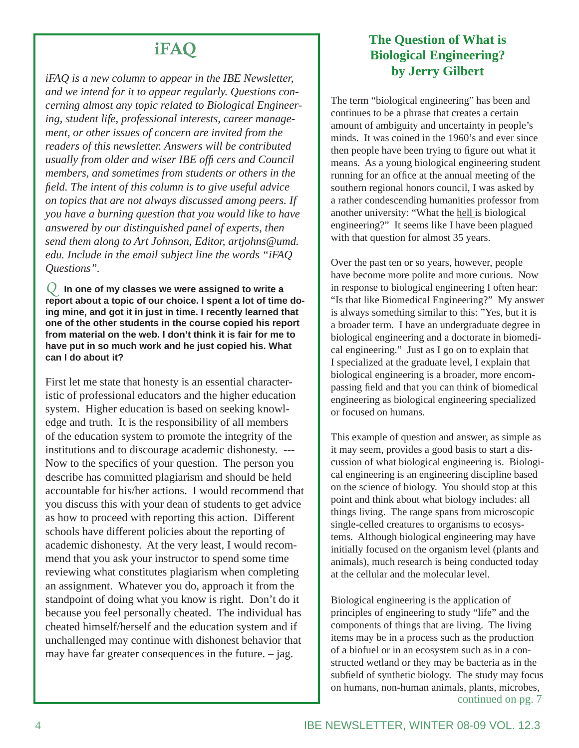## iFAQ

*iFAQ is a new column to appear in the IBE Newsletter, and we intend for it to appear regularly. Questions concerning almost any topic related to Biological Engineering, student life, professional interests, career management, or other issues of concern are invited from the readers of this newsletter. Answers will be contributed usually from older and wiser IBE officers and Council members, and sometimes from students or others in the field. The intent of this column is to give useful advice on topics that are not always discussed among peers. If you have a burning question that you would like to have answered by our distinguished panel of experts, then send them along to Art Johnson, Editor, artjohns@umd.edu. Include in the email subject line the words "iFAQ Questions".*

*Q* **In one of my classes we were assigned to write a report about a topic of our choice. I spent a lot of time doing mine, and got it in just in time. I recently learned that one of the other students in the course copied his report from material on the web. I don't think it is fair for me to have put in so much work and he just copied his. What can I do about it?**

First let me state that honesty is an essential characteristic of professional educators and the higher education system. Higher education is based on seeking knowledge and truth. It is the responsibility of all members of the education system to promote the integrity of the institutions and to discourage academic dishonesty. --- Now to the specifics of your question. The person you describe has committed plagiarism and should be held accountable for his/her actions. I would recommend that you discuss this with your dean of students to get advice as how to proceed with reporting this action. Different schools have different policies about the reporting of academic dishonesty. At the very least, I would recommend that you ask your instructor to spend some time reviewing what constitutes plagiarism when completing an assignment. Whatever you do, approach it from the standpoint of doing what you know is right. Don't do it because you feel personally cheated. The individual has cheated himself/herself and the education system and if unchallenged may continue with dishonest behavior that may have far greater consequences in the future. – jag.

## The Question of What is Biological Engineering? by Jerry Gilbert

The term "biological engineering" has been and continues to be a phrase that creates a certain amount of ambiguity and uncertainty in people's minds. It was coined in the 1960's and ever since then people have been trying to figure out what it means. As a young biological engineering student running for an office at the annual meeting of the southern regional honors council, I was asked by a rather condescending humanities professor from another university: "What the hell is biological engineering?" It seems like I have been plagued with that question for almost 35 years.

Over the past ten or so years, however, people have become more polite and more curious. Now in response to biological engineering I often hear: "Is that like Biomedical Engineering?" My answer is always something similar to this: "Yes, but it is a broader term. I have an undergraduate degree in biological engineering and a doctorate in biomedical engineering." Just as I go on to explain that I specialized at the graduate level, I explain that biological engineering is a broader, more encompassing field and that you can think of biomedical engineering as biological engineering specialized or focused on humans.

This example of question and answer, as simple as it may seem, provides a good basis to start a discussion of what biological engineering is. Biological engineering is an engineering discipline based on the science of biology. You should stop at this point and think about what biology includes: all things living. The range spans from microscopic single-celled creatures to organisms to ecosystems. Although biological engineering may have initially focused on the organism level (plants and animals), much research is being conducted today at the cellular and the molecular level.

Biological engineering is the application of principles of engineering to study "life" and the components of things that are living. The living items may be in a process such as the production of a biofuel or in an ecosystem such as in a constructed wetland or they may be bacteria as in the subfield of synthetic biology. The study may focus on humans, non-human animals, plants, microbes,

continued on pg. 7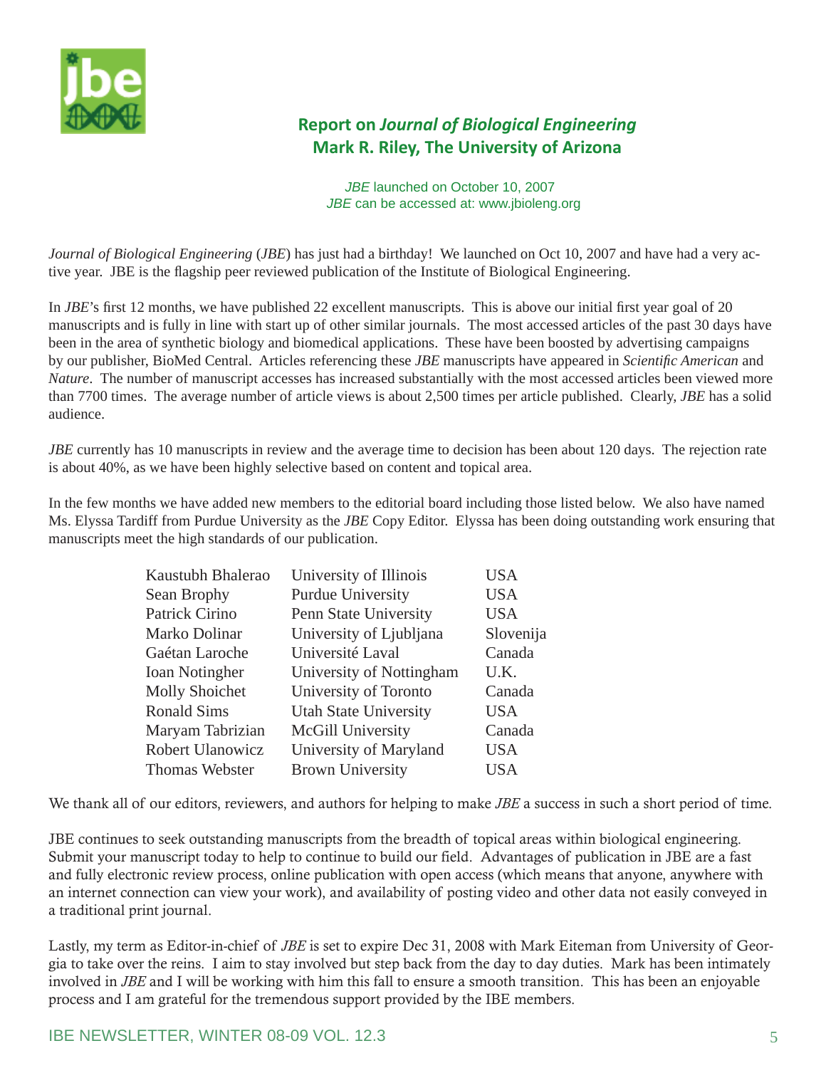## Report on *Journal of Biological Engineering*
## Mark R. Riley, The University of Arizona

*JBE* launched on October 10, 2007
*JBE* can be accessed at: www.jbioleng.org

*Journal of Biological Engineering* (*JBE*) has just had a birthday! We launched on Oct 10, 2007 and have had a very active year. JBE is the flagship peer reviewed publication of the Institute of Biological Engineering.

In *JBE*'s first 12 months, we have published 22 excellent manuscripts. This is above our initial first year goal of 20 manuscripts and is fully in line with start up of other similar journals. The most accessed articles of the past 30 days have been in the area of synthetic biology and biomedical applications. These have been boosted by advertising campaigns by our publisher, BioMed Central. Articles referencing these *JBE* manuscripts have appeared in *Scientific American* and *Nature*. The number of manuscript accesses has increased substantially with the most accessed articles been viewed more than 7700 times. The average number of article views is about 2,500 times per article published. Clearly, *JBE* has a solid audience.

*JBE* currently has 10 manuscripts in review and the average time to decision has been about 120 days. The rejection rate is about 40%, as we have been highly selective based on content and topical area.

In the few months we have added new members to the editorial board including those listed below. We also have named Ms. Elyssa Tardiff from Purdue University as the *JBE* Copy Editor. Elyssa has been doing outstanding work ensuring that manuscripts meet the high standards of our publication.

| | | |
|---|---|---|
| Kaustubh Bhalerao | University of Illinois | USA |
| Sean Brophy | Purdue University | USA |
| Patrick Cirino | Penn State University | USA |
| Marko Dolinar | University of Ljubljana | Slovenija |
| Gaétan Laroche | Université Laval | Canada |
| Ioan Notingher | University of Nottingham | U.K. |
| Molly Shoichet | University of Toronto | Canada |
| Ronald Sims | Utah State University | USA |
| Maryam Tabrizian | McGill University | Canada |
| Robert Ulanowicz | University of Maryland | USA |
| Thomas Webster | Brown University | USA |

We thank all of our editors, reviewers, and authors for helping to make *JBE* a success in such a short period of time.

JBE continues to seek outstanding manuscripts from the breadth of topical areas within biological engineering. Submit your manuscript today to help to continue to build our field. Advantages of publication in JBE are a fast and fully electronic review process, online publication with open access (which means that anyone, anywhere with an internet connection can view your work), and availability of posting video and other data not easily conveyed in a traditional print journal.

Lastly, my term as Editor-in-chief of *JBE* is set to expire Dec 31, 2008 with Mark Eiteman from University of Georgia to take over the reins. I aim to stay involved but step back from the day to day duties. Mark has been intimately involved in *JBE* and I will be working with him this fall to ensure a smooth transition. This has been an enjoyable process and I am grateful for the tremendous support provided by the IBE members.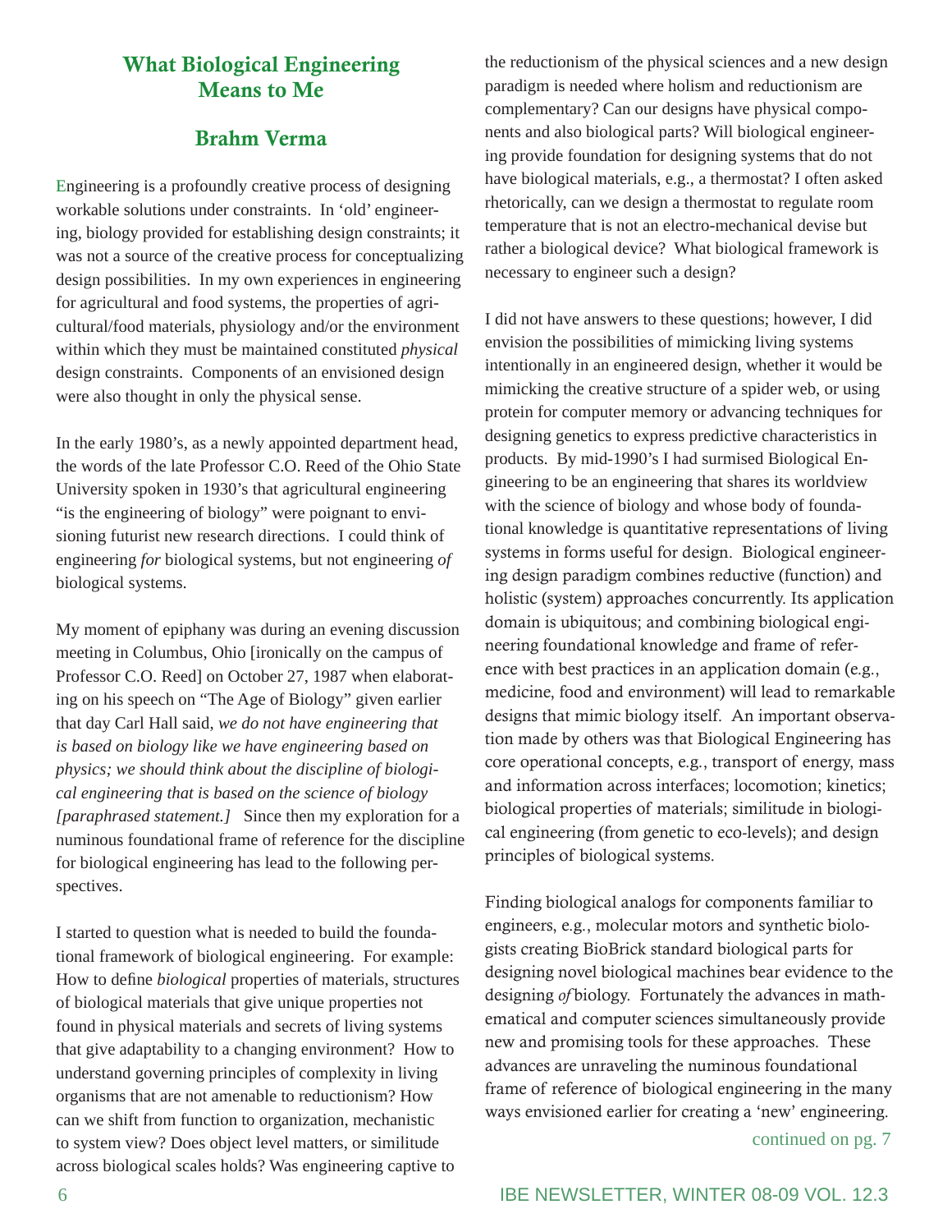# What Biological Engineering Means to Me

## Brahm Verma

Engineering is a profoundly creative process of designing workable solutions under constraints. In 'old' engineering, biology provided for establishing design constraints; it was not a source of the creative process for conceptualizing design possibilities. In my own experiences in engineering for agricultural and food systems, the properties of agricultural/food materials, physiology and/or the environment within which they must be maintained constituted *physical* design constraints. Components of an envisioned design were also thought in only the physical sense.

In the early 1980's, as a newly appointed department head, the words of the late Professor C.O. Reed of the Ohio State University spoken in 1930's that agricultural engineering "is the engineering of biology" were poignant to envisioning futurist new research directions. I could think of engineering *for* biological systems, but not engineering *of* biological systems.

My moment of epiphany was during an evening discussion meeting in Columbus, Ohio [ironically on the campus of Professor C.O. Reed] on October 27, 1987 when elaborating on his speech on "The Age of Biology" given earlier that day Carl Hall said, *we do not have engineering that is based on biology like we have engineering based on physics; we should think about the discipline of biological engineering that is based on the science of biology [paraphrased statement.]* Since then my exploration for a numinous foundational frame of reference for the discipline for biological engineering has lead to the following perspectives.

I started to question what is needed to build the foundational framework of biological engineering. For example: How to define *biological* properties of materials, structures of biological materials that give unique properties not found in physical materials and secrets of living systems that give adaptability to a changing environment? How to understand governing principles of complexity in living organisms that are not amenable to reductionism? How can we shift from function to organization, mechanistic to system view? Does object level matters, or similitude across biological scales holds? Was engineering captive to the reductionism of the physical sciences and a new design paradigm is needed where holism and reductionism are complementary? Can our designs have physical components and also biological parts? Will biological engineering provide foundation for designing systems that do not have biological materials, e.g., a thermostat? I often asked rhetorically, can we design a thermostat to regulate room temperature that is not an electro-mechanical devise but rather a biological device? What biological framework is necessary to engineer such a design?

I did not have answers to these questions; however, I did envision the possibilities of mimicking living systems intentionally in an engineered design, whether it would be mimicking the creative structure of a spider web, or using protein for computer memory or advancing techniques for designing genetics to express predictive characteristics in products. By mid-1990's I had surmised Biological Engineering to be an engineering that shares its worldview with the science of biology and whose body of foundational knowledge is quantitative representations of living systems in forms useful for design. Biological engineering design paradigm combines reductive (function) and holistic (system) approaches concurrently. Its application domain is ubiquitous; and combining biological engineering foundational knowledge and frame of reference with best practices in an application domain (e.g., medicine, food and environment) will lead to remarkable designs that mimic biology itself. An important observation made by others was that Biological Engineering has core operational concepts, e.g., transport of energy, mass and information across interfaces; locomotion; kinetics; biological properties of materials; similitude in biological engineering (from genetic to eco-levels); and design principles of biological systems.

Finding biological analogs for components familiar to engineers, e.g., molecular motors and synthetic biologists creating BioBrick standard biological parts for designing novel biological machines bear evidence to the designing *of* biology. Fortunately the advances in mathematical and computer sciences simultaneously provide new and promising tools for these approaches. These advances are unraveling the numinous foundational frame of reference of biological engineering in the many ways envisioned earlier for creating a 'new' engineering.

continued on pg. 7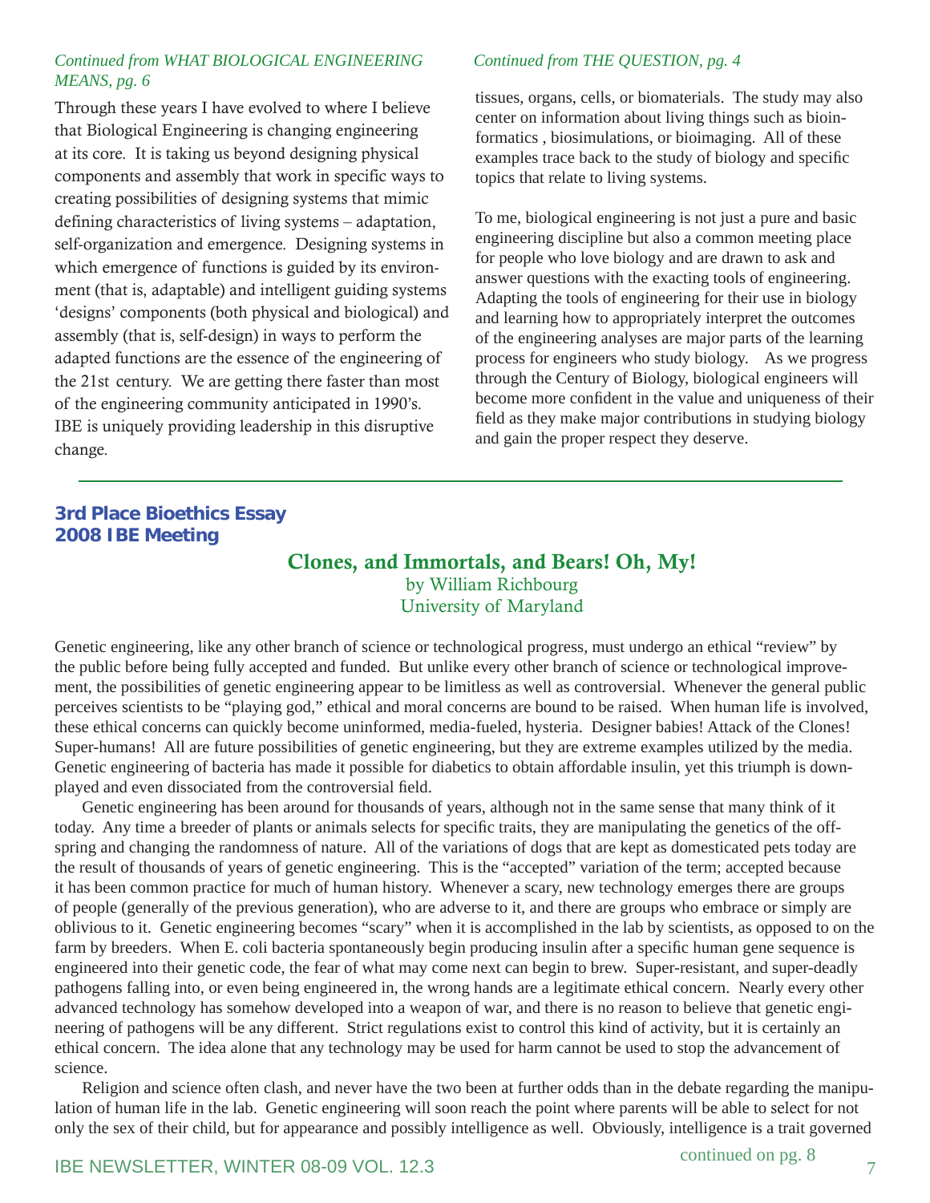*Continued from WHAT BIOLOGICAL ENGINEERING MEANS, pg. 6*

Through these years I have evolved to where I believe that Biological Engineering is changing engineering at its core. It is taking us beyond designing physical components and assembly that work in specific ways to creating possibilities of designing systems that mimic defining characteristics of living systems – adaptation, self-organization and emergence. Designing systems in which emergence of functions is guided by its environment (that is, adaptable) and intelligent guiding systems 'designs' components (both physical and biological) and assembly (that is, self-design) in ways to perform the adapted functions are the essence of the engineering of the 21st century. We are getting there faster than most of the engineering community anticipated in 1990's. IBE is uniquely providing leadership in this disruptive change.

*Continued from THE QUESTION, pg. 4*

tissues, organs, cells, or biomaterials. The study may also center on information about living things such as bioinformatics , biosimulations, or bioimaging. All of these examples trace back to the study of biology and specific topics that relate to living systems.

To me, biological engineering is not just a pure and basic engineering discipline but also a common meeting place for people who love biology and are drawn to ask and answer questions with the exacting tools of engineering. Adapting the tools of engineering for their use in biology and learning how to appropriately interpret the outcomes of the engineering analyses are major parts of the learning process for engineers who study biology. As we progress through the Century of Biology, biological engineers will become more confident in the value and uniqueness of their field as they make major contributions in studying biology and gain the proper respect they deserve.

---

**3rd Place Bioethics Essay**
**2008 IBE Meeting**

## Clones, and Immortals, and Bears! Oh, My!

by William Richbourg
University of Maryland

Genetic engineering, like any other branch of science or technological progress, must undergo an ethical "review" by the public before being fully accepted and funded. But unlike every other branch of science or technological improvement, the possibilities of genetic engineering appear to be limitless as well as controversial. Whenever the general public perceives scientists to be "playing god," ethical and moral concerns are bound to be raised. When human life is involved, these ethical concerns can quickly become uninformed, media-fueled, hysteria. Designer babies! Attack of the Clones! Super-humans! All are future possibilities of genetic engineering, but they are extreme examples utilized by the media. Genetic engineering of bacteria has made it possible for diabetics to obtain affordable insulin, yet this triumph is downplayed and even dissociated from the controversial field.

Genetic engineering has been around for thousands of years, although not in the same sense that many think of it today. Any time a breeder of plants or animals selects for specific traits, they are manipulating the genetics of the offspring and changing the randomness of nature. All of the variations of dogs that are kept as domesticated pets today are the result of thousands of years of genetic engineering. This is the "accepted" variation of the term; accepted because it has been common practice for much of human history. Whenever a scary, new technology emerges there are groups of people (generally of the previous generation), who are adverse to it, and there are groups who embrace or simply are oblivious to it. Genetic engineering becomes "scary" when it is accomplished in the lab by scientists, as opposed to on the farm by breeders. When E. coli bacteria spontaneously begin producing insulin after a specific human gene sequence is engineered into their genetic code, the fear of what may come next can begin to brew. Super-resistant, and super-deadly pathogens falling into, or even being engineered in, the wrong hands are a legitimate ethical concern. Nearly every other advanced technology has somehow developed into a weapon of war, and there is no reason to believe that genetic engineering of pathogens will be any different. Strict regulations exist to control this kind of activity, but it is certainly an ethical concern. The idea alone that any technology may be used for harm cannot be used to stop the advancement of science.

Religion and science often clash, and never have the two been at further odds than in the debate regarding the manipulation of human life in the lab. Genetic engineering will soon reach the point where parents will be able to select for not only the sex of their child, but for appearance and possibly intelligence as well. Obviously, intelligence is a trait governed

continued on pg. 8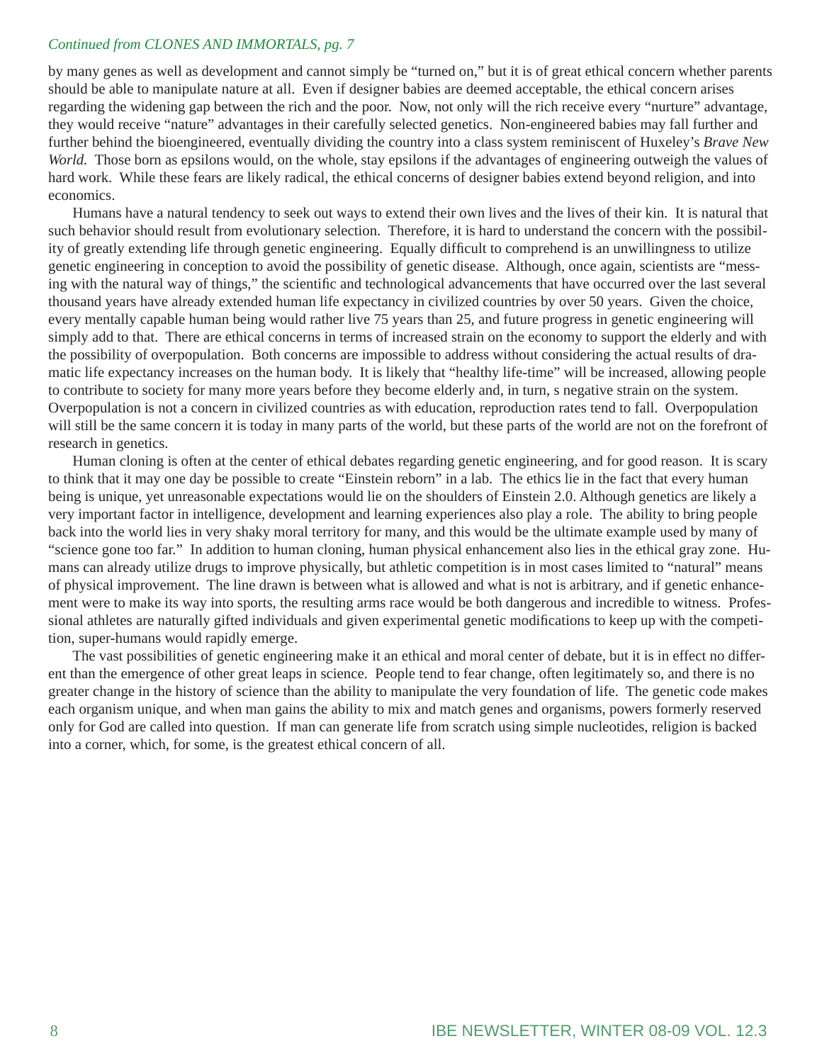*Continued from CLONES AND IMMORTALS, pg. 7*

by many genes as well as development and cannot simply be "turned on," but it is of great ethical concern whether parents should be able to manipulate nature at all. Even if designer babies are deemed acceptable, the ethical concern arises regarding the widening gap between the rich and the poor. Now, not only will the rich receive every "nurture" advantage, they would receive "nature" advantages in their carefully selected genetics. Non-engineered babies may fall further and further behind the bioengineered, eventually dividing the country into a class system reminiscent of Huxeley's *Brave New World.* Those born as epsilons would, on the whole, stay epsilons if the advantages of engineering outweigh the values of hard work. While these fears are likely radical, the ethical concerns of designer babies extend beyond religion, and into economics.

Humans have a natural tendency to seek out ways to extend their own lives and the lives of their kin. It is natural that such behavior should result from evolutionary selection. Therefore, it is hard to understand the concern with the possibility of greatly extending life through genetic engineering. Equally difficult to comprehend is an unwillingness to utilize genetic engineering in conception to avoid the possibility of genetic disease. Although, once again, scientists are "messing with the natural way of things," the scientific and technological advancements that have occurred over the last several thousand years have already extended human life expectancy in civilized countries by over 50 years. Given the choice, every mentally capable human being would rather live 75 years than 25, and future progress in genetic engineering will simply add to that. There are ethical concerns in terms of increased strain on the economy to support the elderly and with the possibility of overpopulation. Both concerns are impossible to address without considering the actual results of dramatic life expectancy increases on the human body. It is likely that "healthy life-time" will be increased, allowing people to contribute to society for many more years before they become elderly and, in turn, s negative strain on the system. Overpopulation is not a concern in civilized countries as with education, reproduction rates tend to fall. Overpopulation will still be the same concern it is today in many parts of the world, but these parts of the world are not on the forefront of research in genetics.

Human cloning is often at the center of ethical debates regarding genetic engineering, and for good reason. It is scary to think that it may one day be possible to create "Einstein reborn" in a lab. The ethics lie in the fact that every human being is unique, yet unreasonable expectations would lie on the shoulders of Einstein 2.0. Although genetics are likely a very important factor in intelligence, development and learning experiences also play a role. The ability to bring people back into the world lies in very shaky moral territory for many, and this would be the ultimate example used by many of "science gone too far." In addition to human cloning, human physical enhancement also lies in the ethical gray zone. Humans can already utilize drugs to improve physically, but athletic competition is in most cases limited to "natural" means of physical improvement. The line drawn is between what is allowed and what is not is arbitrary, and if genetic enhancement were to make its way into sports, the resulting arms race would be both dangerous and incredible to witness. Professional athletes are naturally gifted individuals and given experimental genetic modifications to keep up with the competition, super-humans would rapidly emerge.

The vast possibilities of genetic engineering make it an ethical and moral center of debate, but it is in effect no different than the emergence of other great leaps in science. People tend to fear change, often legitimately so, and there is no greater change in the history of science than the ability to manipulate the very foundation of life. The genetic code makes each organism unique, and when man gains the ability to mix and match genes and organisms, powers formerly reserved only for God are called into question. If man can generate life from scratch using simple nucleotides, religion is backed into a corner, which, for some, is the greatest ethical concern of all.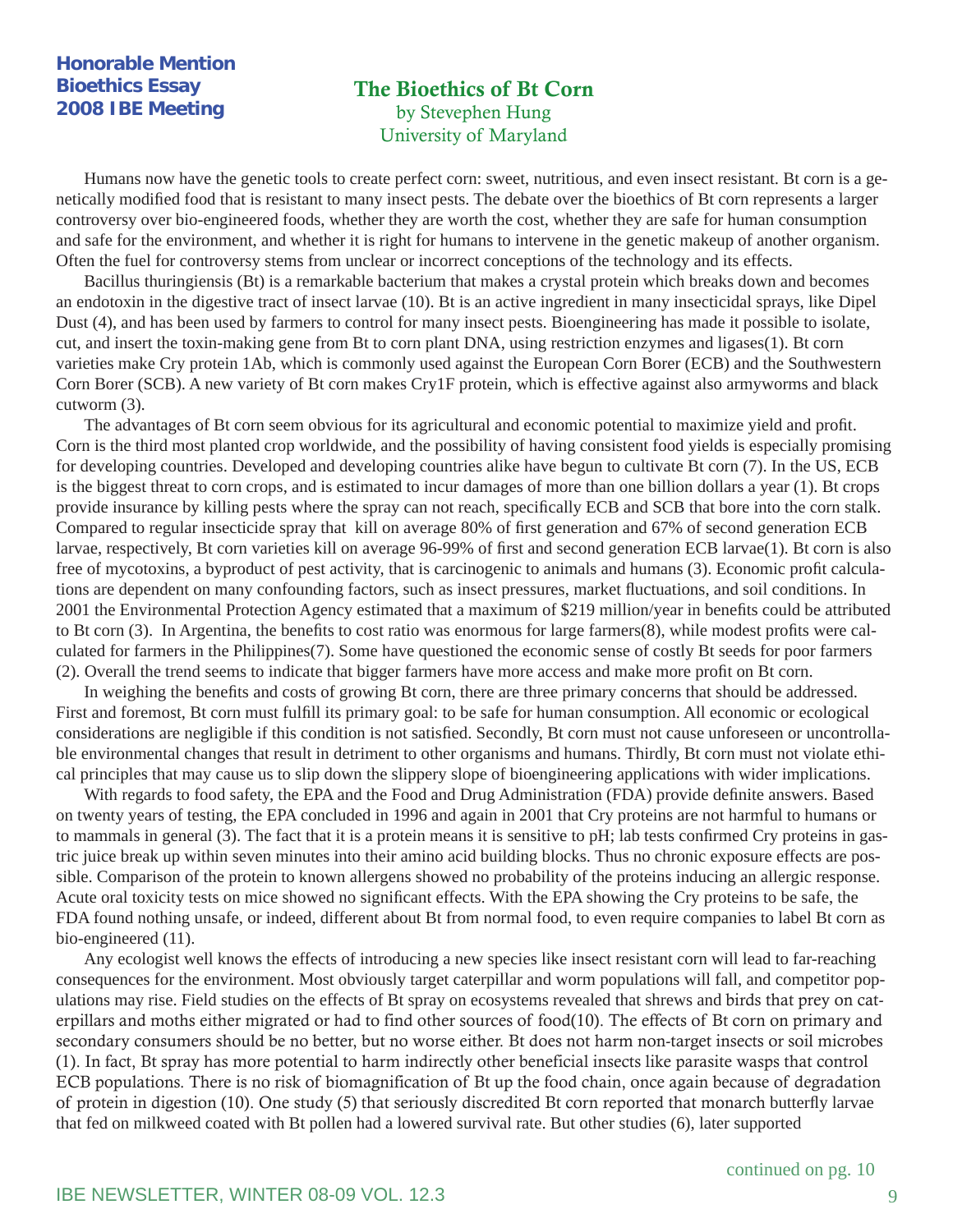**Honorable Mention**
**Bioethics Essay**
**2008 IBE Meeting**

## The Bioethics of Bt Corn

by Stevephen Hung
University of Maryland

Humans now have the genetic tools to create perfect corn: sweet, nutritious, and even insect resistant. Bt corn is a genetically modified food that is resistant to many insect pests. The debate over the bioethics of Bt corn represents a larger controversy over bio-engineered foods, whether they are worth the cost, whether they are safe for human consumption and safe for the environment, and whether it is right for humans to intervene in the genetic makeup of another organism. Often the fuel for controversy stems from unclear or incorrect conceptions of the technology and its effects.

Bacillus thuringiensis (Bt) is a remarkable bacterium that makes a crystal protein which breaks down and becomes an endotoxin in the digestive tract of insect larvae (10). Bt is an active ingredient in many insecticidal sprays, like Dipel Dust (4), and has been used by farmers to control for many insect pests. Bioengineering has made it possible to isolate, cut, and insert the toxin-making gene from Bt to corn plant DNA, using restriction enzymes and ligases(1). Bt corn varieties make Cry protein 1Ab, which is commonly used against the European Corn Borer (ECB) and the Southwestern Corn Borer (SCB). A new variety of Bt corn makes Cry1F protein, which is effective against also armyworms and black cutworm (3).

The advantages of Bt corn seem obvious for its agricultural and economic potential to maximize yield and profit. Corn is the third most planted crop worldwide, and the possibility of having consistent food yields is especially promising for developing countries. Developed and developing countries alike have begun to cultivate Bt corn (7). In the US, ECB is the biggest threat to corn crops, and is estimated to incur damages of more than one billion dollars a year (1). Bt crops provide insurance by killing pests where the spray can not reach, specifically ECB and SCB that bore into the corn stalk. Compared to regular insecticide spray that kill on average 80% of first generation and 67% of second generation ECB larvae, respectively, Bt corn varieties kill on average 96-99% of first and second generation ECB larvae(1). Bt corn is also free of mycotoxins, a byproduct of pest activity, that is carcinogenic to animals and humans (3). Economic profit calculations are dependent on many confounding factors, such as insect pressures, market fluctuations, and soil conditions. In 2001 the Environmental Protection Agency estimated that a maximum of $219 million/year in benefits could be attributed to Bt corn (3). In Argentina, the benefits to cost ratio was enormous for large farmers(8), while modest profits were calculated for farmers in the Philippines(7). Some have questioned the economic sense of costly Bt seeds for poor farmers (2). Overall the trend seems to indicate that bigger farmers have more access and make more profit on Bt corn.

In weighing the benefits and costs of growing Bt corn, there are three primary concerns that should be addressed. First and foremost, Bt corn must fulfill its primary goal: to be safe for human consumption. All economic or ecological considerations are negligible if this condition is not satisfied. Secondly, Bt corn must not cause unforeseen or uncontrollable environmental changes that result in detriment to other organisms and humans. Thirdly, Bt corn must not violate ethical principles that may cause us to slip down the slippery slope of bioengineering applications with wider implications.

With regards to food safety, the EPA and the Food and Drug Administration (FDA) provide definite answers. Based on twenty years of testing, the EPA concluded in 1996 and again in 2001 that Cry proteins are not harmful to humans or to mammals in general (3). The fact that it is a protein means it is sensitive to pH; lab tests confirmed Cry proteins in gastric juice break up within seven minutes into their amino acid building blocks. Thus no chronic exposure effects are possible. Comparison of the protein to known allergens showed no probability of the proteins inducing an allergic response. Acute oral toxicity tests on mice showed no significant effects. With the EPA showing the Cry proteins to be safe, the FDA found nothing unsafe, or indeed, different about Bt from normal food, to even require companies to label Bt corn as bio-engineered (11).

Any ecologist well knows the effects of introducing a new species like insect resistant corn will lead to far-reaching consequences for the environment. Most obviously target caterpillar and worm populations will fall, and competitor populations may rise. Field studies on the effects of Bt spray on ecosystems revealed that shrews and birds that prey on caterpillars and moths either migrated or had to find other sources of food(10). The effects of Bt corn on primary and secondary consumers should be no better, but no worse either. Bt does not harm non-target insects or soil microbes (1). In fact, Bt spray has more potential to harm indirectly other beneficial insects like parasite wasps that control ECB populations. There is no risk of biomagnification of Bt up the food chain, once again because of degradation of protein in digestion (10). One study (5) that seriously discredited Bt corn reported that monarch butterfly larvae that fed on milkweed coated with Bt pollen had a lowered survival rate. But other studies (6), later supported

continued on pg. 10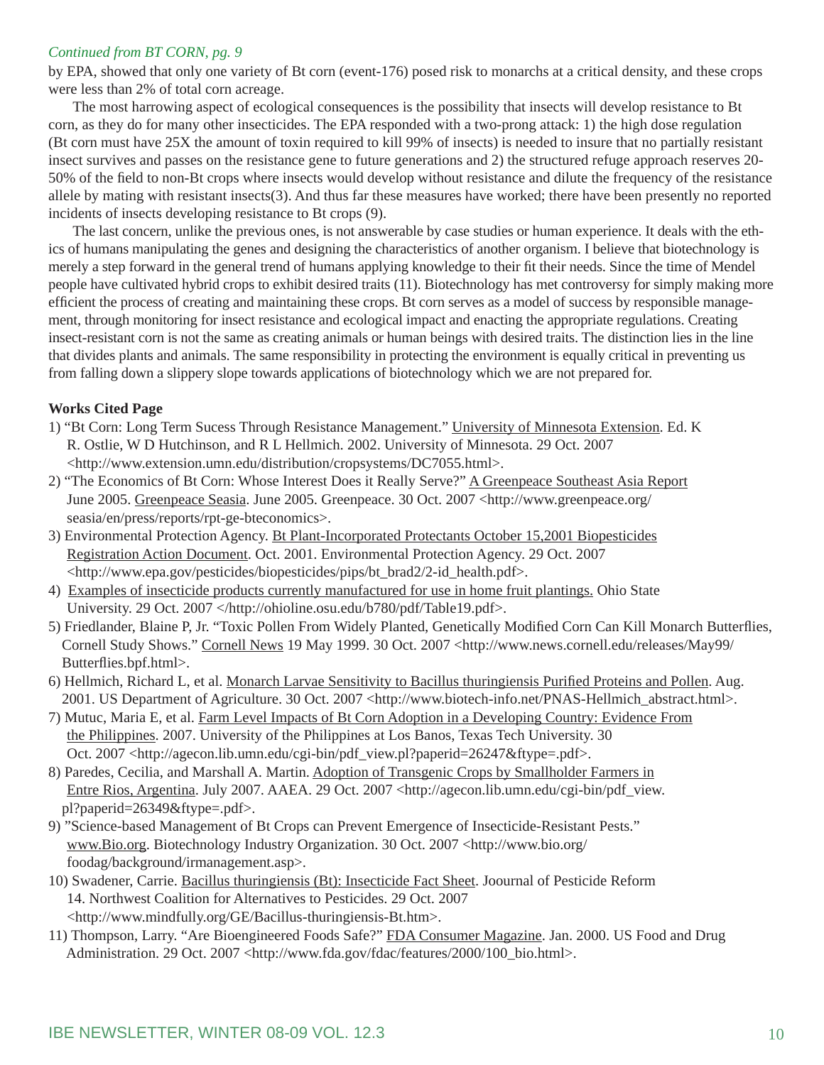*Continued from BT CORN, pg. 9*

by EPA, showed that only one variety of Bt corn (event-176) posed risk to monarchs at a critical density, and these crops were less than 2% of total corn acreage.

The most harrowing aspect of ecological consequences is the possibility that insects will develop resistance to Bt corn, as they do for many other insecticides. The EPA responded with a two-prong attack: 1) the high dose regulation (Bt corn must have 25X the amount of toxin required to kill 99% of insects) is needed to insure that no partially resistant insect survives and passes on the resistance gene to future generations and 2) the structured refuge approach reserves 20-50% of the field to non-Bt crops where insects would develop without resistance and dilute the frequency of the resistance allele by mating with resistant insects(3). And thus far these measures have worked; there have been presently no reported incidents of insects developing resistance to Bt crops (9).

The last concern, unlike the previous ones, is not answerable by case studies or human experience. It deals with the ethics of humans manipulating the genes and designing the characteristics of another organism. I believe that biotechnology is merely a step forward in the general trend of humans applying knowledge to their fit their needs. Since the time of Mendel people have cultivated hybrid crops to exhibit desired traits (11). Biotechnology has met controversy for simply making more efficient the process of creating and maintaining these crops. Bt corn serves as a model of success by responsible management, through monitoring for insect resistance and ecological impact and enacting the appropriate regulations. Creating insect-resistant corn is not the same as creating animals or human beings with desired traits. The distinction lies in the line that divides plants and animals. The same responsibility in protecting the environment is equally critical in preventing us from falling down a slippery slope towards applications of biotechnology which we are not prepared for.

**Works Cited Page**

1) "Bt Corn: Long Term Sucess Through Resistance Management." University of Minnesota Extension. Ed. K R. Ostlie, W D Hutchinson, and R L Hellmich. 2002. University of Minnesota. 29 Oct. 2007 <http://www.extension.umn.edu/distribution/cropsystems/DC7055.html>.
2) "The Economics of Bt Corn: Whose Interest Does it Really Serve?" A Greenpeace Southeast Asia Report June 2005. Greenpeace Seasia. June 2005. Greenpeace. 30 Oct. 2007 <http://www.greenpeace.org/seasia/en/press/reports/rpt-ge-bteconomics>.
3) Environmental Protection Agency. Bt Plant-Incorporated Protectants October 15,2001 Biopesticides Registration Action Document. Oct. 2001. Environmental Protection Agency. 29 Oct. 2007 <http://www.epa.gov/pesticides/biopesticides/pips/bt_brad2/2-id_health.pdf>.
4) Examples of insecticide products currently manufactured for use in home fruit plantings. Ohio State University. 29 Oct. 2007 </http://ohioline.osu.edu/b780/pdf/Table19.pdf>.
5) Friedlander, Blaine P, Jr. "Toxic Pollen From Widely Planted, Genetically Modified Corn Can Kill Monarch Butterflies, Cornell Study Shows." Cornell News 19 May 1999. 30 Oct. 2007 <http://www.news.cornell.edu/releases/May99/Butterflies.bpf.html>.
6) Hellmich, Richard L, et al. Monarch Larvae Sensitivity to Bacillus thuringiensis Purified Proteins and Pollen. Aug. 2001. US Department of Agriculture. 30 Oct. 2007 <http://www.biotech-info.net/PNAS-Hellmich_abstract.html>.
7) Mutuc, Maria E, et al. Farm Level Impacts of Bt Corn Adoption in a Developing Country: Evidence From the Philippines. 2007. University of the Philippines at Los Banos, Texas Tech University. 30 Oct. 2007 <http://agecon.lib.umn.edu/cgi-bin/pdf_view.pl?paperid=26247&ftype=.pdf>.
8) Paredes, Cecilia, and Marshall A. Martin. Adoption of Transgenic Crops by Smallholder Farmers in Entre Rios, Argentina. July 2007. AAEA. 29 Oct. 2007 <http://agecon.lib.umn.edu/cgi-bin/pdf_view.pl?paperid=26349&ftype=.pdf>.
9) "Science-based Management of Bt Crops can Prevent Emergence of Insecticide-Resistant Pests." www.Bio.org. Biotechnology Industry Organization. 30 Oct. 2007 <http://www.bio.org/foodag/background/irmanagement.asp>.
10) Swadener, Carrie. Bacillus thuringiensis (Bt): Insecticide Fact Sheet. Joournal of Pesticide Reform 14. Northwest Coalition for Alternatives to Pesticides. 29 Oct. 2007 <http://www.mindfully.org/GE/Bacillus-thuringiensis-Bt.htm>.
11) Thompson, Larry. "Are Bioengineered Foods Safe?" FDA Consumer Magazine. Jan. 2000. US Food and Drug Administration. 29 Oct. 2007 <http://www.fda.gov/fdac/features/2000/100_bio.html>.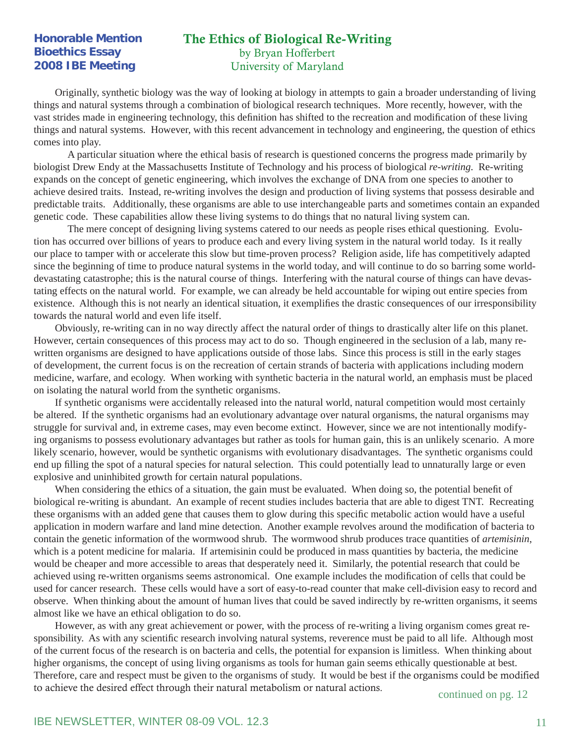**Honorable Mention**
**Bioethics Essay**
**2008 IBE Meeting**

# The Ethics of Biological Re-Writing

by Bryan Hofferbert
University of Maryland

Originally, synthetic biology was the way of looking at biology in attempts to gain a broader understanding of living things and natural systems through a combination of biological research techniques. More recently, however, with the vast strides made in engineering technology, this definition has shifted to the recreation and modification of these living things and natural systems. However, with this recent advancement in technology and engineering, the question of ethics comes into play.

A particular situation where the ethical basis of research is questioned concerns the progress made primarily by biologist Drew Endy at the Massachusetts Institute of Technology and his process of biological *re-writing*. Re-writing expands on the concept of genetic engineering, which involves the exchange of DNA from one species to another to achieve desired traits. Instead, re-writing involves the design and production of living systems that possess desirable and predictable traits. Additionally, these organisms are able to use interchangeable parts and sometimes contain an expanded genetic code. These capabilities allow these living systems to do things that no natural living system can.

The mere concept of designing living systems catered to our needs as people rises ethical questioning. Evolution has occurred over billions of years to produce each and every living system in the natural world today. Is it really our place to tamper with or accelerate this slow but time-proven process? Religion aside, life has competitively adapted since the beginning of time to produce natural systems in the world today, and will continue to do so barring some world-devastating catastrophe; this is the natural course of things. Interfering with the natural course of things can have devastating effects on the natural world. For example, we can already be held accountable for wiping out entire species from existence. Although this is not nearly an identical situation, it exemplifies the drastic consequences of our irresponsibility towards the natural world and even life itself.

Obviously, re-writing can in no way directly affect the natural order of things to drastically alter life on this planet. However, certain consequences of this process may act to do so. Though engineered in the seclusion of a lab, many re-written organisms are designed to have applications outside of those labs. Since this process is still in the early stages of development, the current focus is on the recreation of certain strands of bacteria with applications including modern medicine, warfare, and ecology. When working with synthetic bacteria in the natural world, an emphasis must be placed on isolating the natural world from the synthetic organisms.

If synthetic organisms were accidentally released into the natural world, natural competition would most certainly be altered. If the synthetic organisms had an evolutionary advantage over natural organisms, the natural organisms may struggle for survival and, in extreme cases, may even become extinct. However, since we are not intentionally modifying organisms to possess evolutionary advantages but rather as tools for human gain, this is an unlikely scenario. A more likely scenario, however, would be synthetic organisms with evolutionary disadvantages. The synthetic organisms could end up filling the spot of a natural species for natural selection. This could potentially lead to unnaturally large or even explosive and uninhibited growth for certain natural populations.

When considering the ethics of a situation, the gain must be evaluated. When doing so, the potential benefit of biological re-writing is abundant. An example of recent studies includes bacteria that are able to digest TNT. Recreating these organisms with an added gene that causes them to glow during this specific metabolic action would have a useful application in modern warfare and land mine detection. Another example revolves around the modification of bacteria to contain the genetic information of the wormwood shrub. The wormwood shrub produces trace quantities of *artemisinin*, which is a potent medicine for malaria. If artemisinin could be produced in mass quantities by bacteria, the medicine would be cheaper and more accessible to areas that desperately need it. Similarly, the potential research that could be achieved using re-written organisms seems astronomical. One example includes the modification of cells that could be used for cancer research. These cells would have a sort of easy-to-read counter that make cell-division easy to record and observe. When thinking about the amount of human lives that could be saved indirectly by re-written organisms, it seems almost like we have an ethical obligation to do so.

However, as with any great achievement or power, with the process of re-writing a living organism comes great responsibility. As with any scientific research involving natural systems, reverence must be paid to all life. Although most of the current focus of the research is on bacteria and cells, the potential for expansion is limitless. When thinking about higher organisms, the concept of using living organisms as tools for human gain seems ethically questionable at best. Therefore, care and respect must be given to the organisms of study. It would be best if the organisms could be modified to achieve the desired effect through their natural metabolism or natural actions.

continued on pg. 12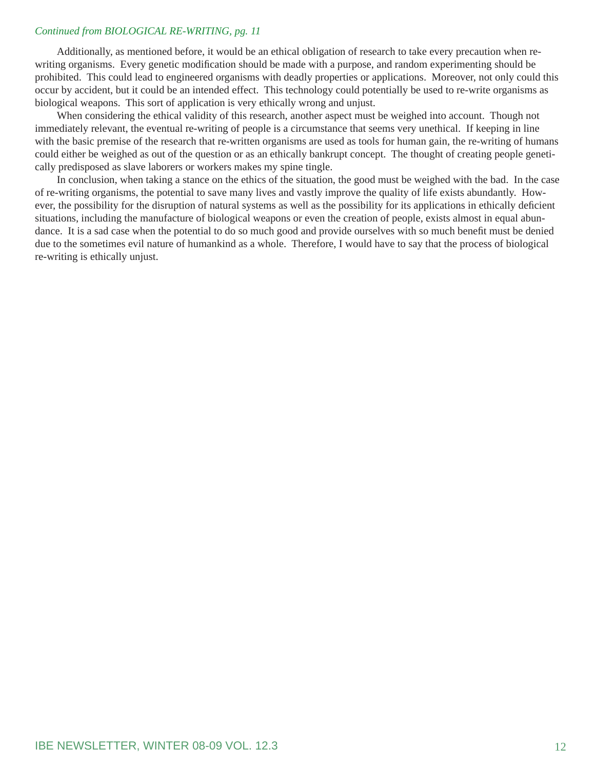*Continued from BIOLOGICAL RE-WRITING, pg. 11*

Additionally, as mentioned before, it would be an ethical obligation of research to take every precaution when re-writing organisms. Every genetic modification should be made with a purpose, and random experimenting should be prohibited. This could lead to engineered organisms with deadly properties or applications. Moreover, not only could this occur by accident, but it could be an intended effect. This technology could potentially be used to re-write organisms as biological weapons. This sort of application is very ethically wrong and unjust.

When considering the ethical validity of this research, another aspect must be weighed into account. Though not immediately relevant, the eventual re-writing of people is a circumstance that seems very unethical. If keeping in line with the basic premise of the research that re-written organisms are used as tools for human gain, the re-writing of humans could either be weighed as out of the question or as an ethically bankrupt concept. The thought of creating people genetically predisposed as slave laborers or workers makes my spine tingle.

In conclusion, when taking a stance on the ethics of the situation, the good must be weighed with the bad. In the case of re-writing organisms, the potential to save many lives and vastly improve the quality of life exists abundantly. However, the possibility for the disruption of natural systems as well as the possibility for its applications in ethically deficient situations, including the manufacture of biological weapons or even the creation of people, exists almost in equal abundance. It is a sad case when the potential to do so much good and provide ourselves with so much benefit must be denied due to the sometimes evil nature of humankind as a whole. Therefore, I would have to say that the process of biological re-writing is ethically unjust.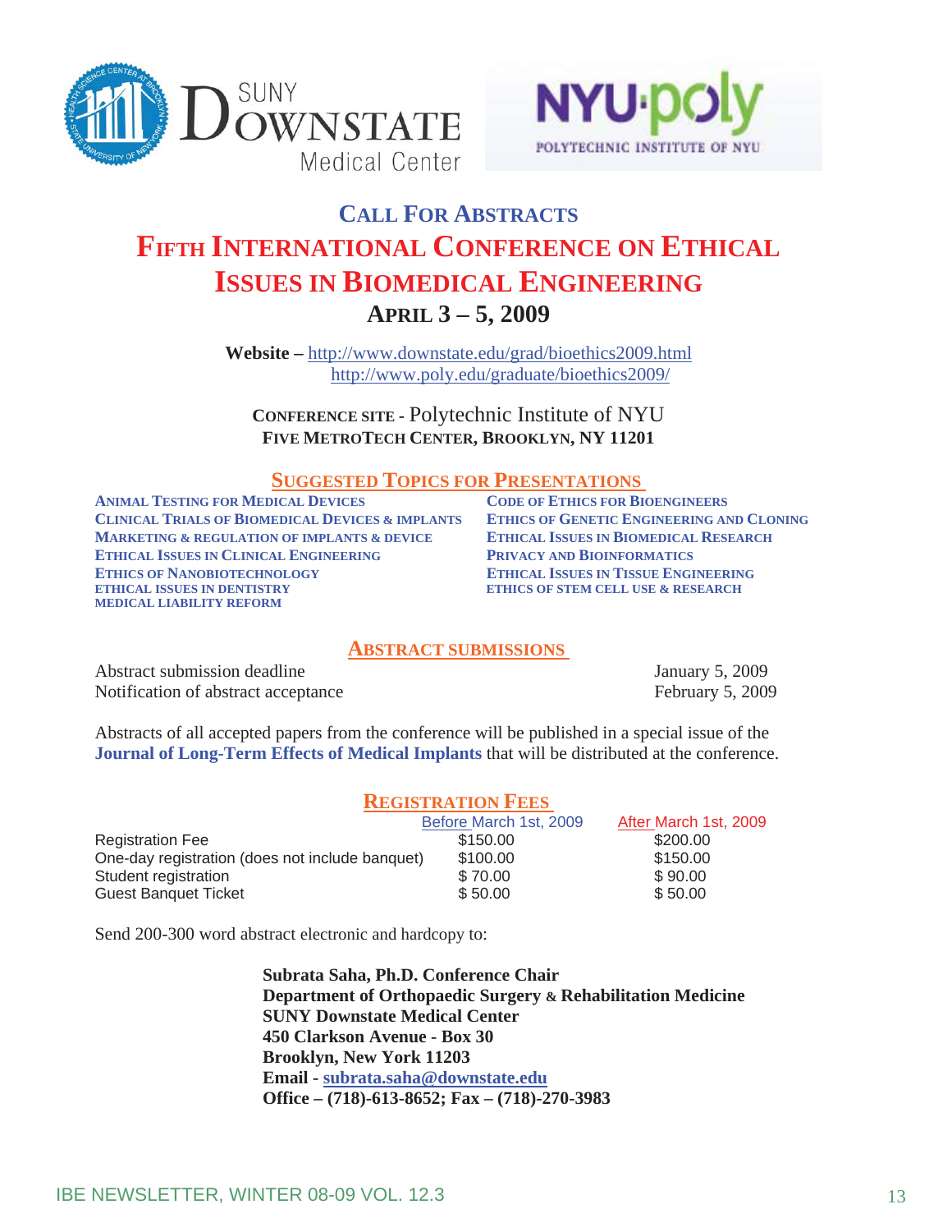SUNY Downstate Medical Center

NYU·poly — Polytechnic Institute of NYU

## Call For Abstracts

# Fifth International Conference on Ethical Issues in Biomedical Engineering

## April 3 – 5, 2009

**Website –** http://www.downstate.edu/grad/bioethics2009.html
http://www.poly.edu/graduate/bioethics2009/

**Conference site** - Polytechnic Institute of NYU
**Five MetroTech Center, Brooklyn, NY 11201**

### Suggested Topics for Presentations

- Animal Testing for Medical Devices
- Clinical Trials of Biomedical Devices & Implants
- Marketing & Regulation of Implants & Device
- Ethical Issues in Clinical Engineering
- Ethics of Nanobiotechnology
- Ethical Issues in Dentistry
- Medical Liability Reform
- Code of Ethics for Bioengineers
- Ethics of Genetic Engineering and Cloning
- Ethical Issues in Biomedical Research
- Privacy and Bioinformatics
- Ethical Issues in Tissue Engineering
- Ethics of Stem Cell Use & Research

### Abstract Submissions

| | |
|---|---|
| Abstract submission deadline | January 5, 2009 |
| Notification of abstract acceptance | February 5, 2009 |

Abstracts of all accepted papers from the conference will be published in a special issue of the **Journal of Long-Term Effects of Medical Implants** that will be distributed at the conference.

### Registration Fees

| | Before March 1st, 2009 | After March 1st, 2009 |
|---|---|---|
| Registration Fee | $150.00 | $200.00 |
| One-day registration (does not include banquet) | $100.00 | $150.00 |
| Student registration | $ 70.00 | $ 90.00 |
| Guest Banquet Ticket | $ 50.00 | $ 50.00 |

Send 200-300 word abstract electronic and hardcopy to:

**Subrata Saha, Ph.D. Conference Chair**
**Department of Orthopaedic Surgery & Rehabilitation Medicine**
**SUNY Downstate Medical Center**
**450 Clarkson Avenue - Box 30**
**Brooklyn, New York 11203**
**Email - subrata.saha@downstate.edu**
**Office – (718)-613-8652; Fax – (718)-270-3983**